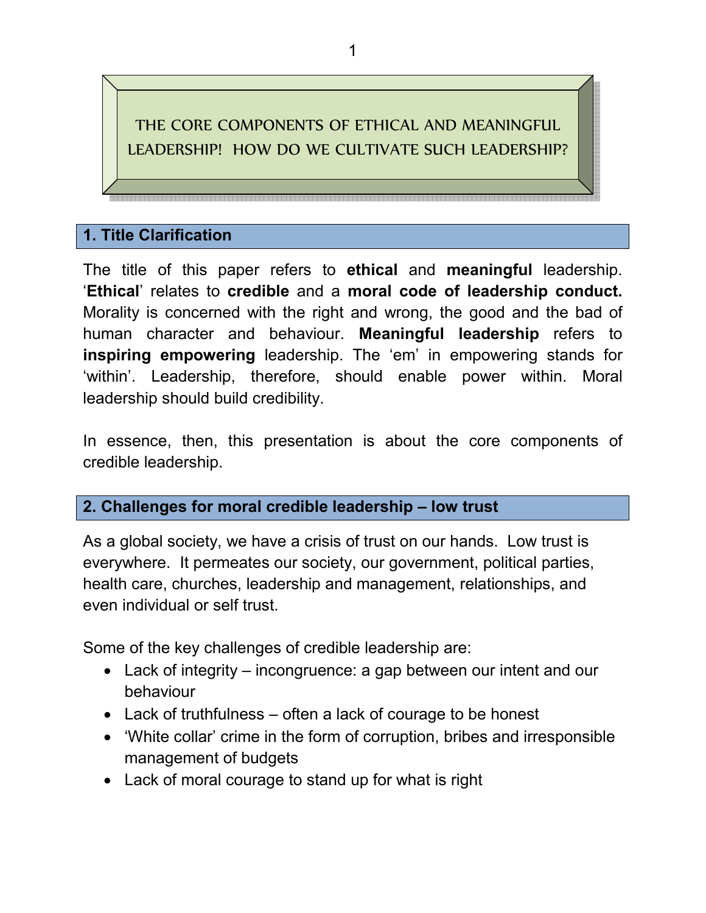# THE CORE COMPONENTS OF ETHICAL AND MEANINGFUL LEADERSHIP! HOW DO WE CULTIVATE SUCH LEADERSHIP?

## 1. Title Clarification

The title of this paper refers to **ethical** and **meaningful** leadership. '**Ethical**' relates to **credible** and a **moral code of leadership conduct.** Morality is concerned with the right and wrong, the good and the bad of human character and behaviour. **Meaningful leadership** refers to **inspiring empowering** leadership. The 'em' in empowering stands for 'within'. Leadership, therefore, should enable power within. Moral leadership should build credibility.

In essence, then, this presentation is about the core components of credible leadership.

## 2. Challenges for moral credible leadership – low trust

As a global society, we have a crisis of trust on our hands. Low trust is everywhere. It permeates our society, our government, political parties, health care, churches, leadership and management, relationships, and even individual or self trust.

Some of the key challenges of credible leadership are:

- Lack of integrity – incongruence: a gap between our intent and our behaviour
- Lack of truthfulness – often a lack of courage to be honest
- 'White collar' crime in the form of corruption, bribes and irresponsible management of budgets
- Lack of moral courage to stand up for what is right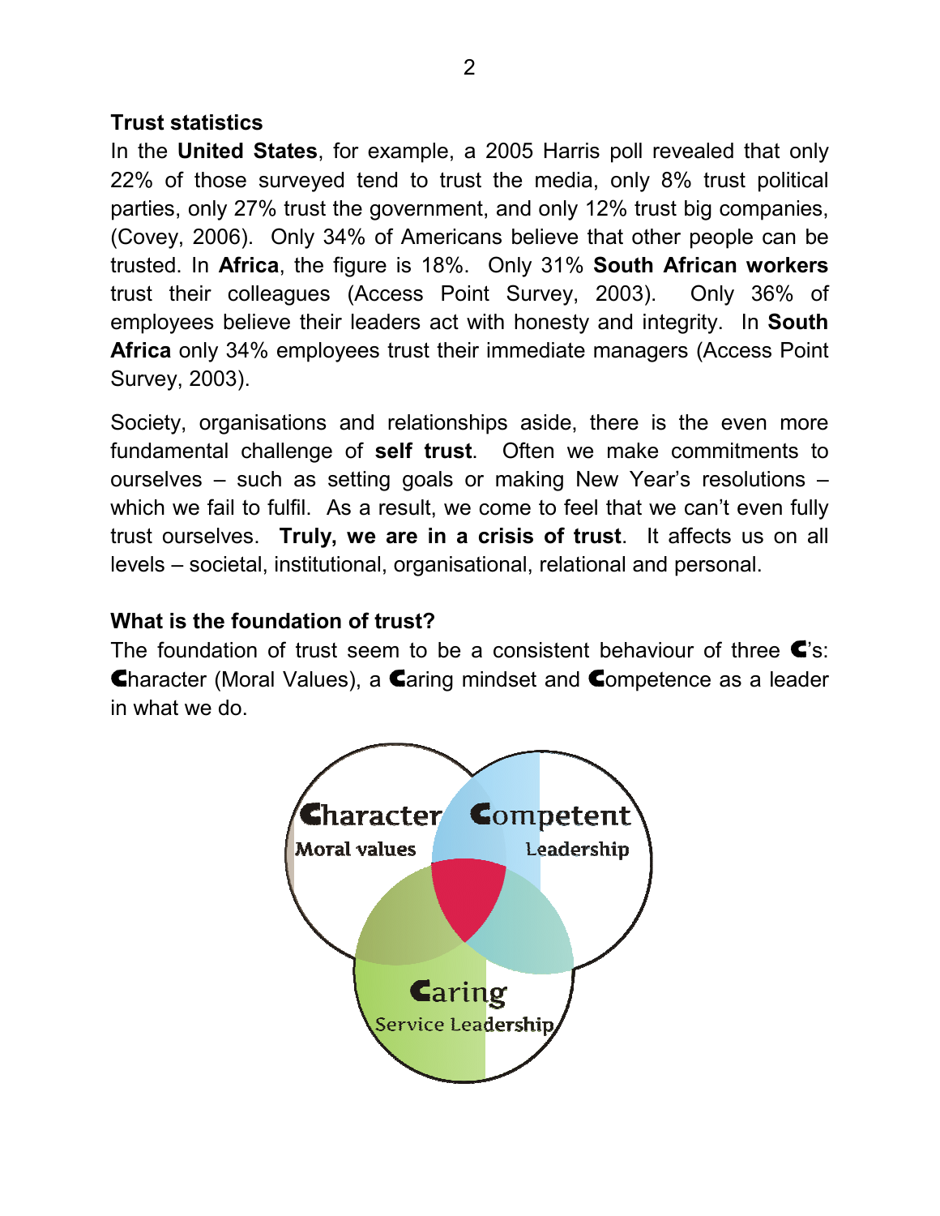**Trust statistics**

In the **United States**, for example, a 2005 Harris poll revealed that only 22% of those surveyed tend to trust the media, only 8% trust political parties, only 27% trust the government, and only 12% trust big companies, (Covey, 2006). Only 34% of Americans believe that other people can be trusted. In **Africa**, the figure is 18%. Only 31% **South African workers** trust their colleagues (Access Point Survey, 2003). Only 36% of employees believe their leaders act with honesty and integrity. In **South Africa** only 34% employees trust their immediate managers (Access Point Survey, 2003).

Society, organisations and relationships aside, there is the even more fundamental challenge of **self trust**. Often we make commitments to ourselves – such as setting goals or making New Year's resolutions – which we fail to fulfil. As a result, we come to feel that we can't even fully trust ourselves. **Truly, we are in a crisis of trust**. It affects us on all levels – societal, institutional, organisational, relational and personal.

**What is the foundation of trust?**

The foundation of trust seem to be a consistent behaviour of three C's: Character (Moral Values), a Caring mindset and Competence as a leader in what we do.

Character
Moral values

Competent
Leadership

Caring
Service Leadership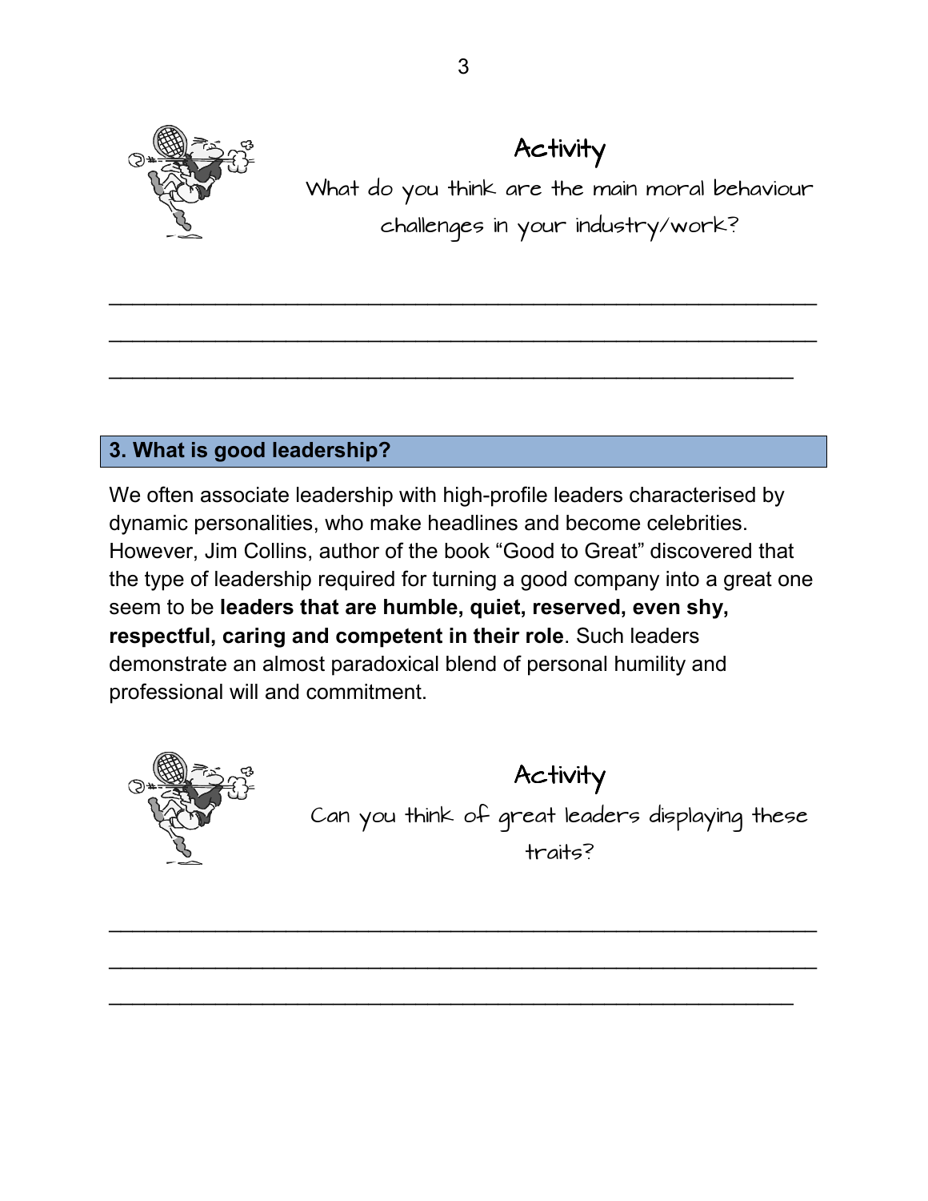### Activity

What do you think are the main moral behaviour challenges in your industry/work?

______________________________________________________________

______________________________________________________________

____________________________________________________________

## 3. What is good leadership?

We often associate leadership with high-profile leaders characterised by dynamic personalities, who make headlines and become celebrities. However, Jim Collins, author of the book "Good to Great" discovered that the type of leadership required for turning a good company into a great one seem to be **leaders that are humble, quiet, reserved, even shy, respectful, caring and competent in their role**. Such leaders demonstrate an almost paradoxical blend of personal humility and professional will and commitment.

### Activity

Can you think of great leaders displaying these traits?

______________________________________________________________

______________________________________________________________

____________________________________________________________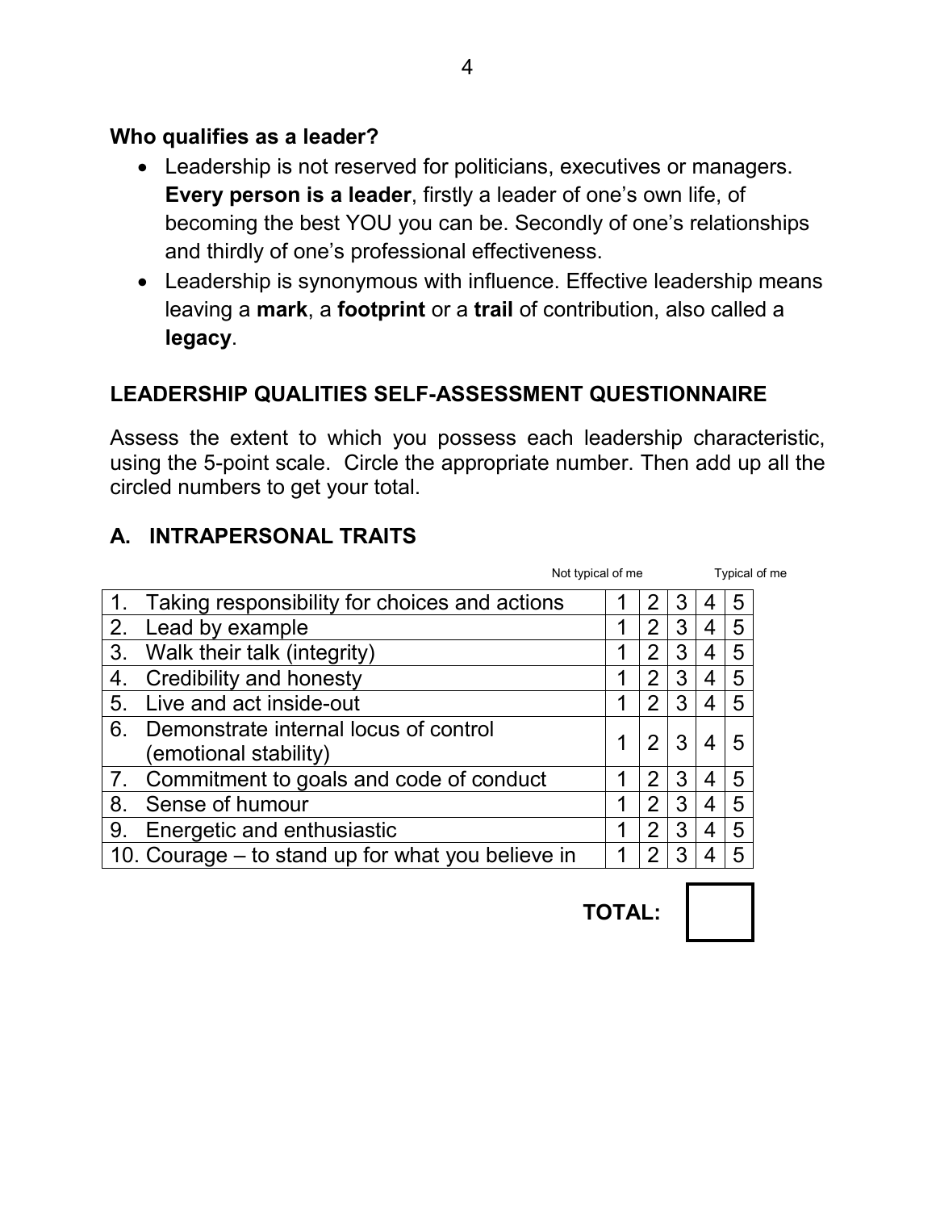**Who qualifies as a leader?**

- Leadership is not reserved for politicians, executives or managers. **Every person is a leader**, firstly a leader of one's own life, of becoming the best YOU you can be. Secondly of one's relationships and thirdly of one's professional effectiveness.
- Leadership is synonymous with influence. Effective leadership means leaving a **mark**, a **footprint** or a **trail** of contribution, also called a **legacy**.

## LEADERSHIP QUALITIES SELF-ASSESSMENT QUESTIONNAIRE

Assess the extent to which you possess each leadership characteristic, using the 5-point scale. Circle the appropriate number. Then add up all the circled numbers to get your total.

## A. INTRAPERSONAL TRAITS

| | Not typical of me | | | | Typical of me |
|---|---|---|---|---|---|
| 1. Taking responsibility for choices and actions | 1 | 2 | 3 | 4 | 5 |
| 2. Lead by example | 1 | 2 | 3 | 4 | 5 |
| 3. Walk their talk (integrity) | 1 | 2 | 3 | 4 | 5 |
| 4. Credibility and honesty | 1 | 2 | 3 | 4 | 5 |
| 5. Live and act inside-out | 1 | 2 | 3 | 4 | 5 |
| 6. Demonstrate internal locus of control (emotional stability) | 1 | 2 | 3 | 4 | 5 |
| 7. Commitment to goals and code of conduct | 1 | 2 | 3 | 4 | 5 |
| 8. Sense of humour | 1 | 2 | 3 | 4 | 5 |
| 9. Energetic and enthusiastic | 1 | 2 | 3 | 4 | 5 |
| 10. Courage – to stand up for what you believe in | 1 | 2 | 3 | 4 | 5 |

**TOTAL:**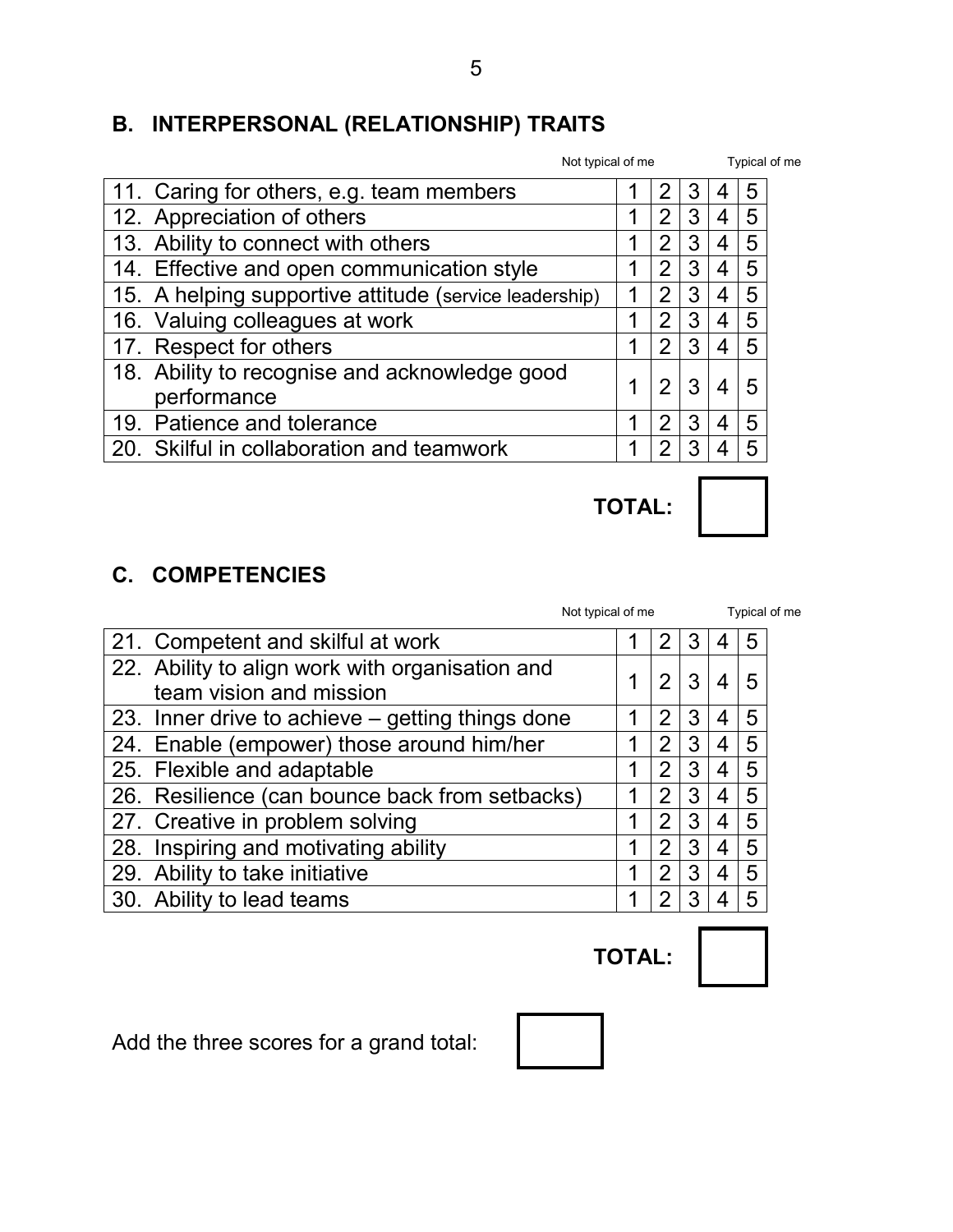## B. INTERPERSONAL (RELATIONSHIP) TRAITS

| | Not typical of me | | | | Typical of me |
|---|---|---|---|---|---|
| 11. Caring for others, e.g. team members | 1 | 2 | 3 | 4 | 5 |
| 12. Appreciation of others | 1 | 2 | 3 | 4 | 5 |
| 13. Ability to connect with others | 1 | 2 | 3 | 4 | 5 |
| 14. Effective and open communication style | 1 | 2 | 3 | 4 | 5 |
| 15. A helping supportive attitude (service leadership) | 1 | 2 | 3 | 4 | 5 |
| 16. Valuing colleagues at work | 1 | 2 | 3 | 4 | 5 |
| 17. Respect for others | 1 | 2 | 3 | 4 | 5 |
| 18. Ability to recognise and acknowledge good performance | 1 | 2 | 3 | 4 | 5 |
| 19. Patience and tolerance | 1 | 2 | 3 | 4 | 5 |
| 20. Skilful in collaboration and teamwork | 1 | 2 | 3 | 4 | 5 |

**TOTAL:** ______

## C. COMPETENCIES

| | Not typical of me | | | | Typical of me |
|---|---|---|---|---|---|
| 21. Competent and skilful at work | 1 | 2 | 3 | 4 | 5 |
| 22. Ability to align work with organisation and team vision and mission | 1 | 2 | 3 | 4 | 5 |
| 23. Inner drive to achieve – getting things done | 1 | 2 | 3 | 4 | 5 |
| 24. Enable (empower) those around him/her | 1 | 2 | 3 | 4 | 5 |
| 25. Flexible and adaptable | 1 | 2 | 3 | 4 | 5 |
| 26. Resilience (can bounce back from setbacks) | 1 | 2 | 3 | 4 | 5 |
| 27. Creative in problem solving | 1 | 2 | 3 | 4 | 5 |
| 28. Inspiring and motivating ability | 1 | 2 | 3 | 4 | 5 |
| 29. Ability to take initiative | 1 | 2 | 3 | 4 | 5 |
| 30. Ability to lead teams | 1 | 2 | 3 | 4 | 5 |

**TOTAL:** ______

Add the three scores for a grand total: ______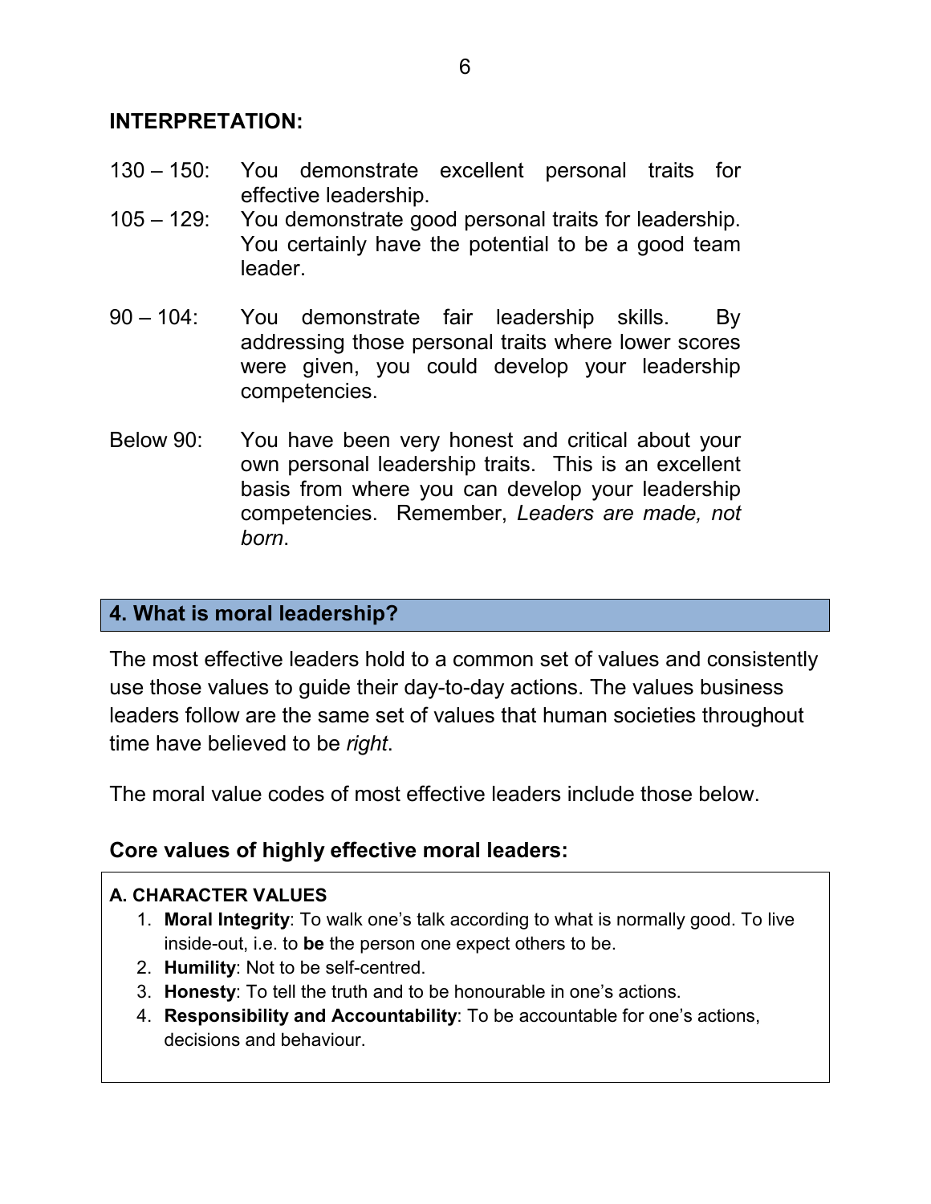**INTERPRETATION:**

130 – 150: You demonstrate excellent personal traits for effective leadership.

105 – 129: You demonstrate good personal traits for leadership. You certainly have the potential to be a good team leader.

90 – 104: You demonstrate fair leadership skills. By addressing those personal traits where lower scores were given, you could develop your leadership competencies.

Below 90: You have been very honest and critical about your own personal leadership traits. This is an excellent basis from where you can develop your leadership competencies. Remember, *Leaders are made, not born*.

## 4. What is moral leadership?

The most effective leaders hold to a common set of values and consistently use those values to guide their day-to-day actions. The values business leaders follow are the same set of values that human societies throughout time have believed to be *right*.

The moral value codes of most effective leaders include those below.

### Core values of highly effective moral leaders:

**A. CHARACTER VALUES**

1. **Moral Integrity**: To walk one's talk according to what is normally good. To live inside-out, i.e. to **be** the person one expect others to be.
2. **Humility**: Not to be self-centred.
3. **Honesty**: To tell the truth and to be honourable in one's actions.
4. **Responsibility and Accountability**: To be accountable for one's actions, decisions and behaviour.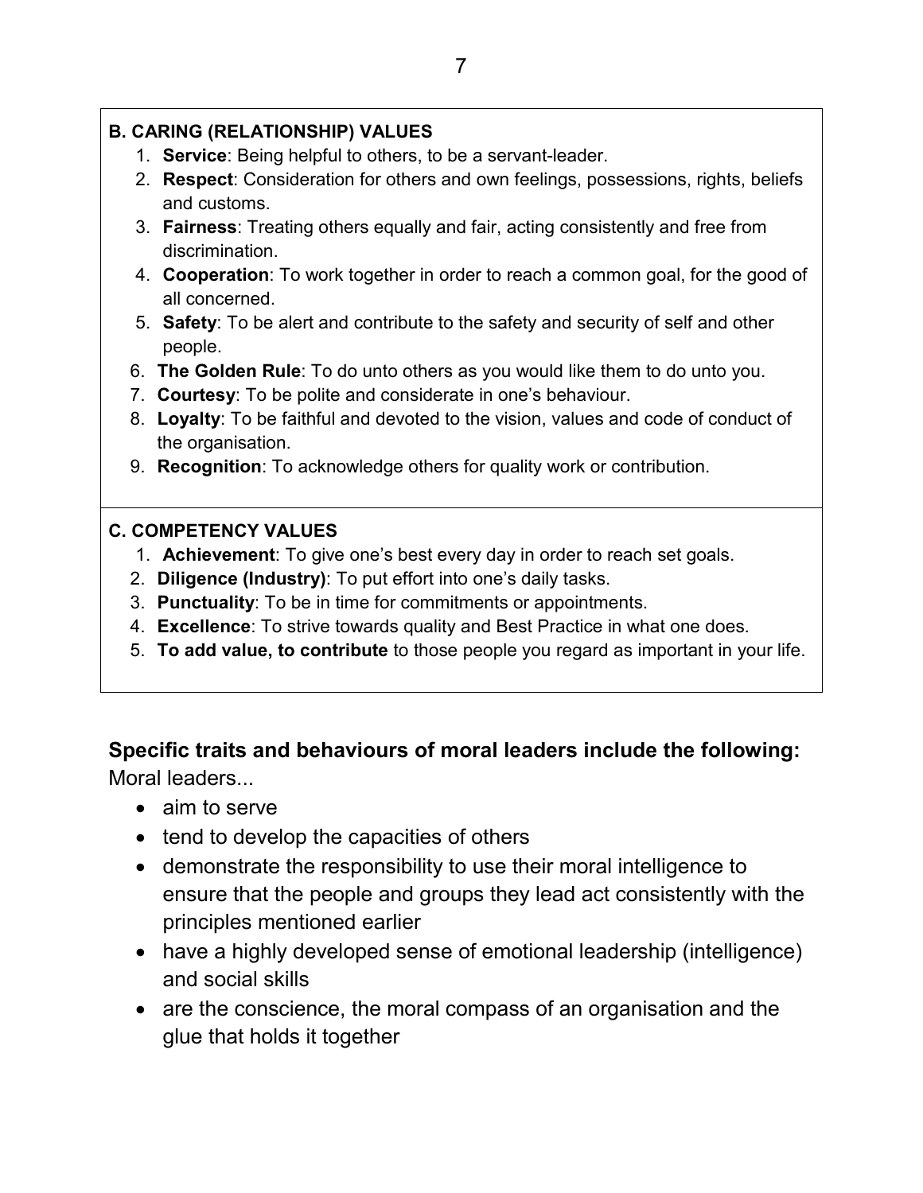**B. CARING (RELATIONSHIP) VALUES**

1. **Service**: Being helpful to others, to be a servant-leader.
2. **Respect**: Consideration for others and own feelings, possessions, rights, beliefs and customs.
3. **Fairness**: Treating others equally and fair, acting consistently and free from discrimination.
4. **Cooperation**: To work together in order to reach a common goal, for the good of all concerned.
5. **Safety**: To be alert and contribute to the safety and security of self and other people.
6. **The Golden Rule**: To do unto others as you would like them to do unto you.
7. **Courtesy**: To be polite and considerate in one's behaviour.
8. **Loyalty**: To be faithful and devoted to the vision, values and code of conduct of the organisation.
9. **Recognition**: To acknowledge others for quality work or contribution.

**C. COMPETENCY VALUES**

1. **Achievement**: To give one's best every day in order to reach set goals.
2. **Diligence (Industry)**: To put effort into one's daily tasks.
3. **Punctuality**: To be in time for commitments or appointments.
4. **Excellence**: To strive towards quality and Best Practice in what one does.
5. **To add value, to contribute** to those people you regard as important in your life.

### Specific traits and behaviours of moral leaders include the following:

Moral leaders...

- aim to serve
- tend to develop the capacities of others
- demonstrate the responsibility to use their moral intelligence to ensure that the people and groups they lead act consistently with the principles mentioned earlier
- have a highly developed sense of emotional leadership (intelligence) and social skills
- are the conscience, the moral compass of an organisation and the glue that holds it together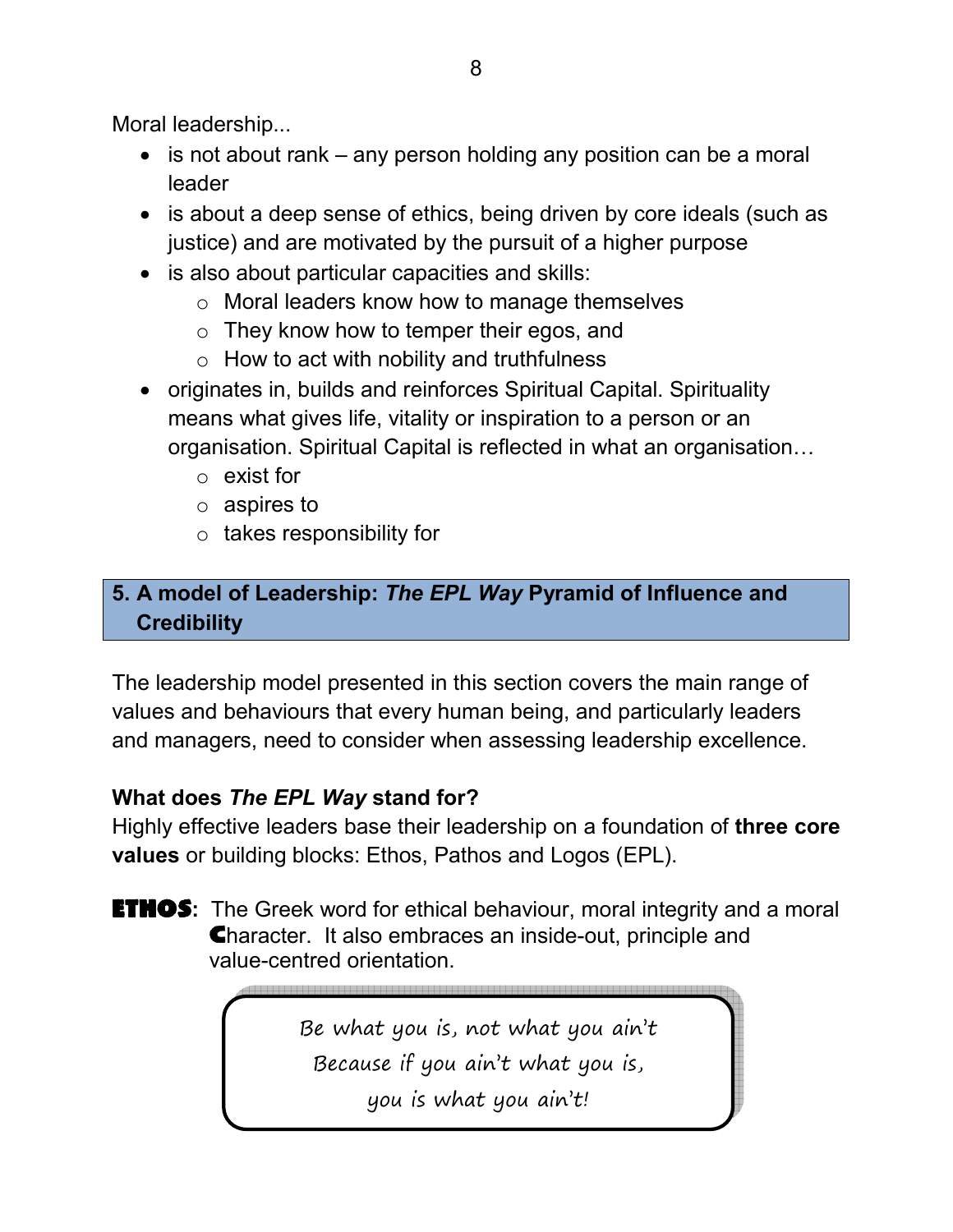Moral leadership...

- is not about rank – any person holding any position can be a moral leader
- is about a deep sense of ethics, being driven by core ideals (such as justice) and are motivated by the pursuit of a higher purpose
- is also about particular capacities and skills:
  - Moral leaders know how to manage themselves
  - They know how to temper their egos, and
  - How to act with nobility and truthfulness
- originates in, builds and reinforces Spiritual Capital. Spirituality means what gives life, vitality or inspiration to a person or an organisation. Spiritual Capital is reflected in what an organisation…
  - exist for
  - aspires to
  - takes responsibility for

## 5. A model of Leadership: *The EPL Way* Pyramid of Influence and Credibility

The leadership model presented in this section covers the main range of values and behaviours that every human being, and particularly leaders and managers, need to consider when assessing leadership excellence.

**What does *The EPL Way* stand for?**

Highly effective leaders base their leadership on a foundation of **three core values** or building blocks: Ethos, Pathos and Logos (EPL).

**ETHOS:** The Greek word for ethical behaviour, moral integrity and a moral **C**haracter. It also embraces an inside-out, principle and value-centred orientation.

> *Be what you is, not what you ain't*
> *Because if you ain't what you is,*
> *you is what you ain't!*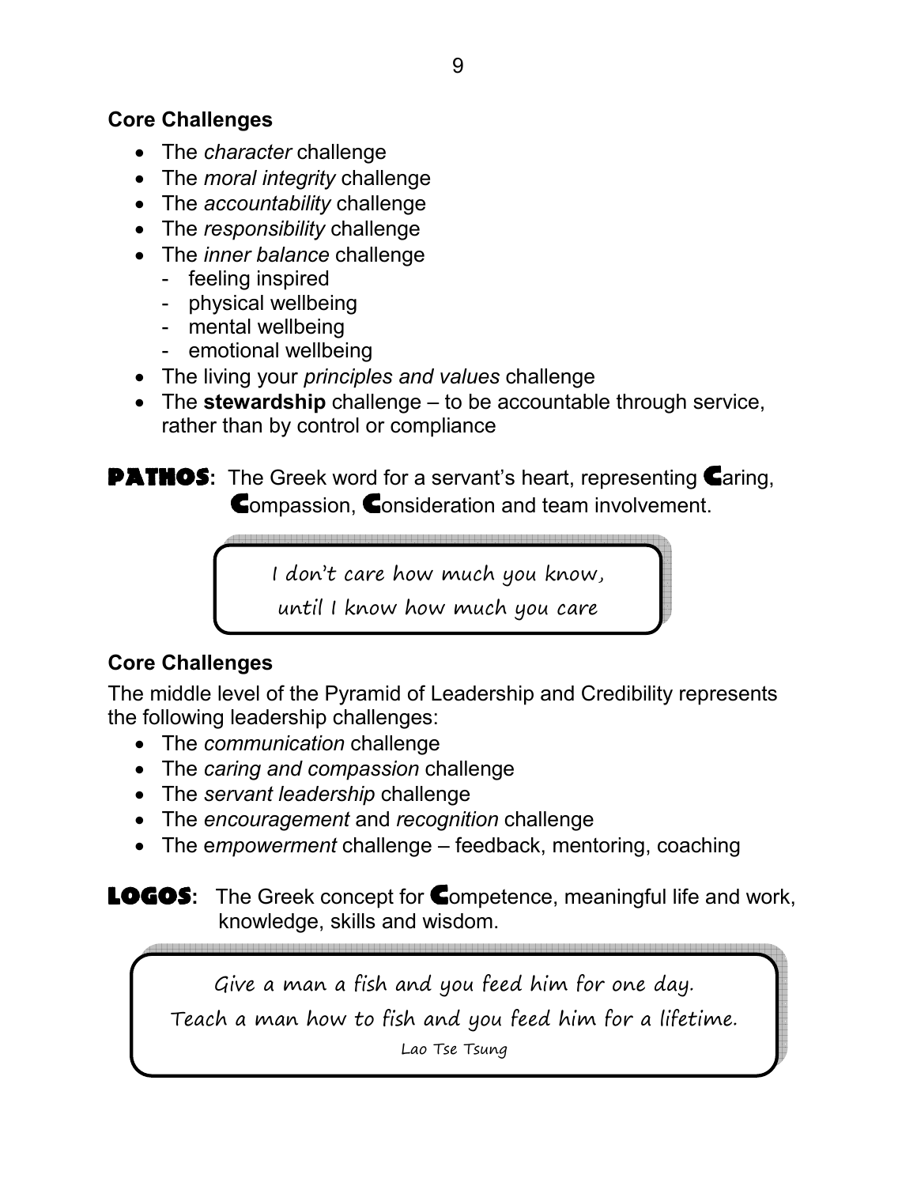### Core Challenges

- The *character* challenge
- The *moral integrity* challenge
- The *accountability* challenge
- The *responsibility* challenge
- The *inner balance* challenge
    - feeling inspired
    - physical wellbeing
    - mental wellbeing
    - emotional wellbeing
- The living your *principles and values* challenge
- The **stewardship** challenge – to be accountable through service, rather than by control or compliance

**PATHOS:** The Greek word for a servant's heart, representing **C**aring, **C**ompassion, **C**onsideration and team involvement.

> I don't care how much you know,
> until I know how much you care

### Core Challenges

The middle level of the Pyramid of Leadership and Credibility represents the following leadership challenges:

- The *communication* challenge
- The *caring and compassion* challenge
- The *servant leadership* challenge
- The *encouragement* and *recognition* challenge
- The e*mpowerment* challenge – feedback, mentoring, coaching

**LOGOS:** The Greek concept for **C**ompetence, meaningful life and work, knowledge, skills and wisdom.

> Give a man a fish and you feed him for one day.
> Teach a man how to fish and you feed him for a lifetime.
> Lao Tse Tsung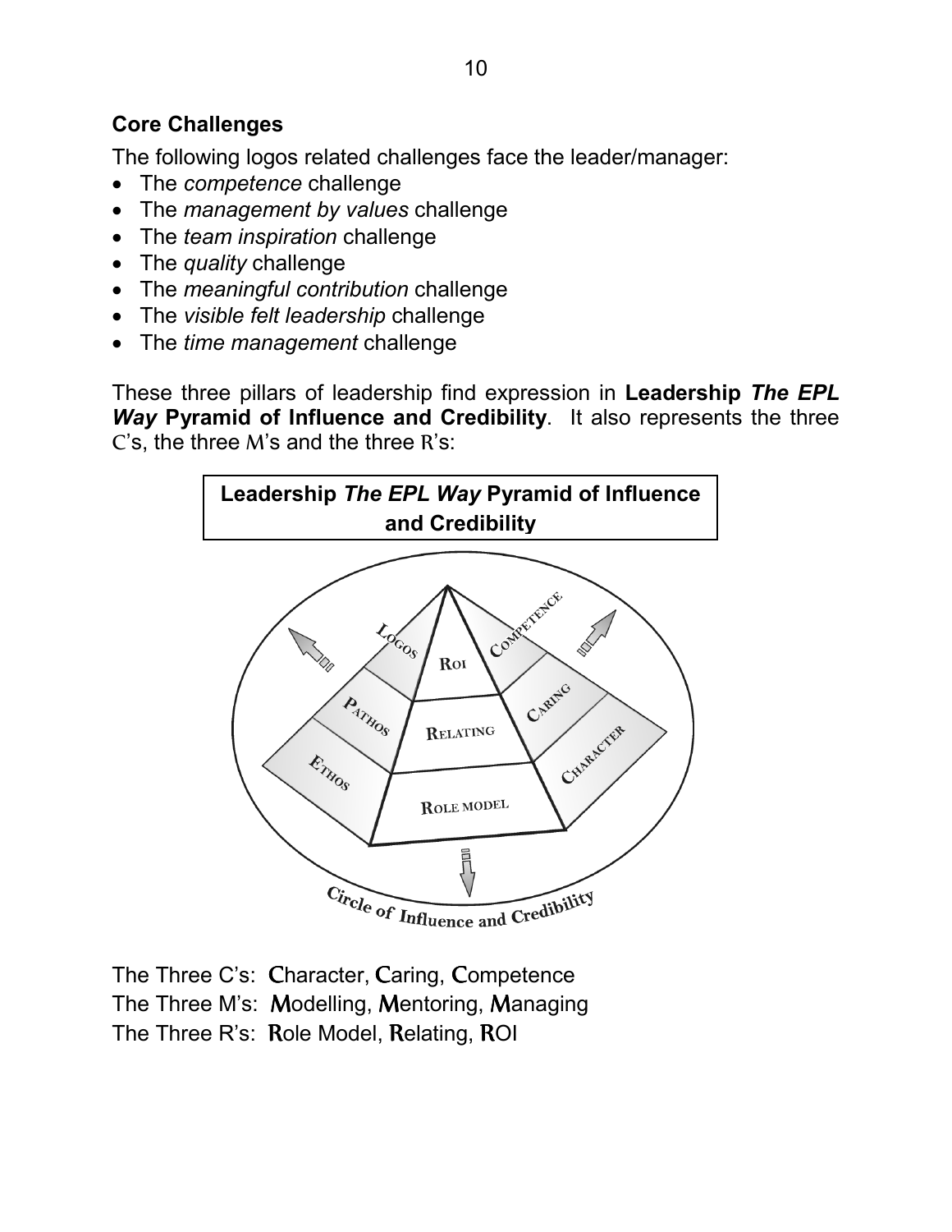## Core Challenges

The following logos related challenges face the leader/manager:

- The *competence* challenge
- The *management by values* challenge
- The *team inspiration* challenge
- The *quality* challenge
- The *meaningful contribution* challenge
- The *visible felt leadership* challenge
- The *time management* challenge

These three pillars of leadership find expression in **Leadership *The EPL Way* Pyramid of Influence and Credibility**. It also represents the three C's, the three M's and the three R's:

**Leadership *The EPL Way* Pyramid of Influence and Credibility**

The Three C's: Character, Caring, Competence

The Three M's: Modelling, Mentoring, Managing

The Three R's: Role Model, Relating, ROI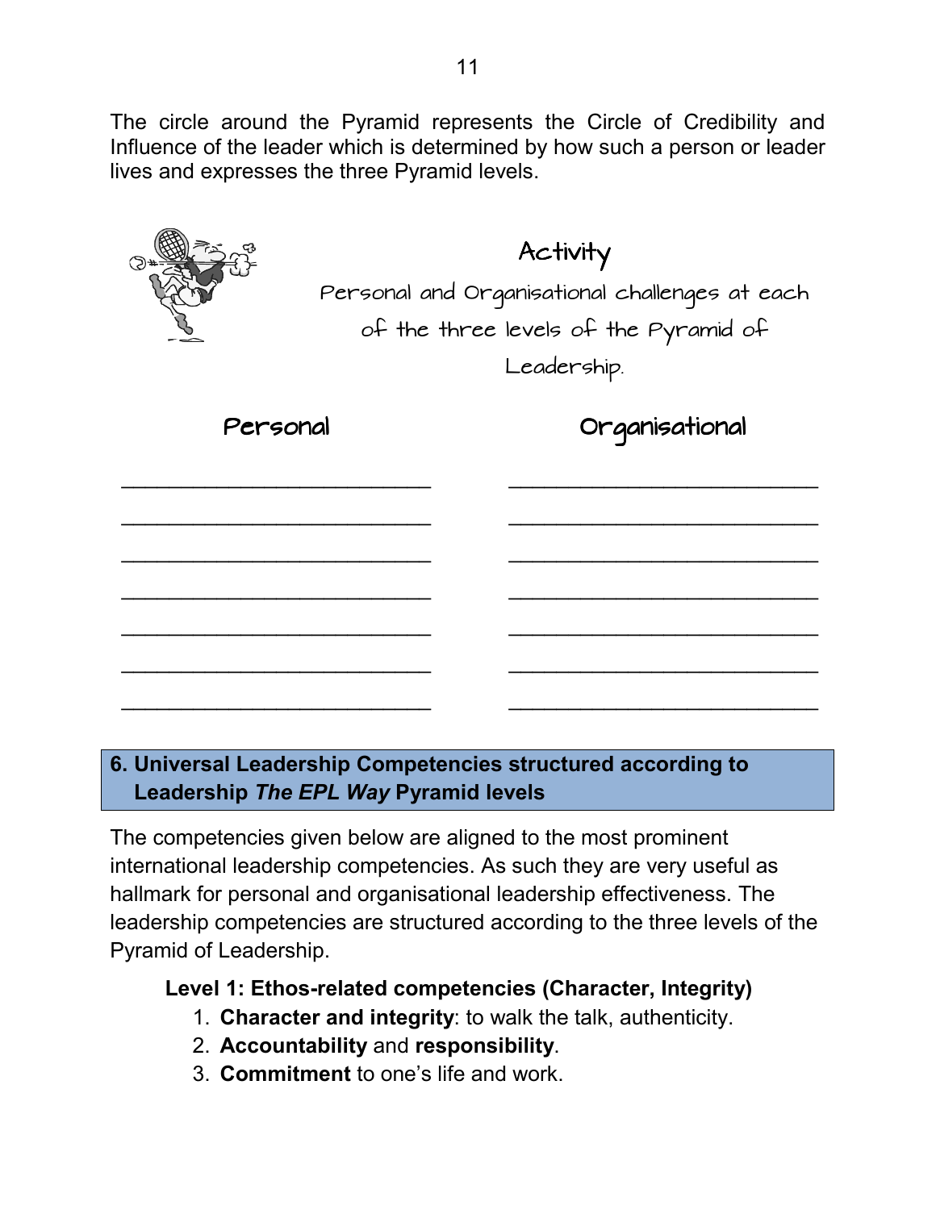The circle around the Pyramid represents the Circle of Credibility and Influence of the leader which is determined by how such a person or leader lives and expresses the three Pyramid levels.

### Activity

Personal and Organisational challenges at each of the three levels of the Pyramid of Leadership.

| Personal | Organisational |
| --- | --- |
| ___________________________ | ___________________________ |
| ___________________________ | ___________________________ |
| ___________________________ | ___________________________ |
| ___________________________ | ___________________________ |
| ___________________________ | ___________________________ |
| ___________________________ | ___________________________ |
| ___________________________ | ___________________________ |

## 6. Universal Leadership Competencies structured according to Leadership *The EPL Way* Pyramid levels

The competencies given below are aligned to the most prominent international leadership competencies. As such they are very useful as hallmark for personal and organisational leadership effectiveness. The leadership competencies are structured according to the three levels of the Pyramid of Leadership.

**Level 1: Ethos-related competencies (Character, Integrity)**

1. **Character and integrity**: to walk the talk, authenticity.
2. **Accountability** and **responsibility**.
3. **Commitment** to one's life and work.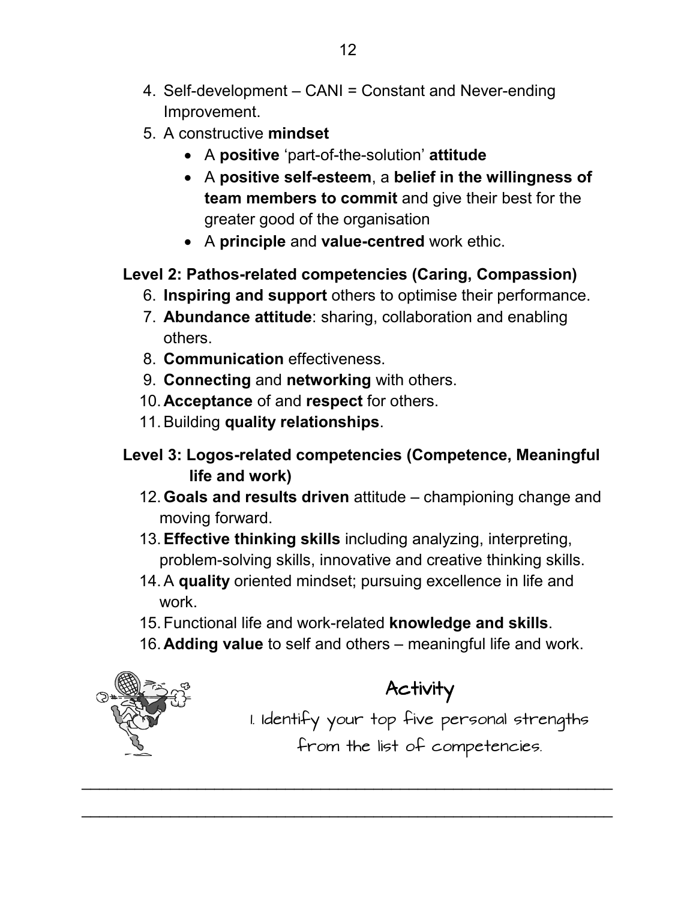4. Self-development – CANI = Constant and Never-ending Improvement.
5. A constructive **mindset**
    - A **positive** 'part-of-the-solution' **attitude**
    - A **positive self-esteem**, a **belief in the willingness of team members to commit** and give their best for the greater good of the organisation
    - A **principle** and **value-centred** work ethic.

**Level 2: Pathos-related competencies (Caring, Compassion)**

6. **Inspiring and support** others to optimise their performance.
7. **Abundance attitude**: sharing, collaboration and enabling others.
8. **Communication** effectiveness.
9. **Connecting** and **networking** with others.
10. **Acceptance** of and **respect** for others.
11. Building **quality relationships**.

**Level 3: Logos-related competencies (Competence, Meaningful life and work)**

12. **Goals and results driven** attitude – championing change and moving forward.
13. **Effective thinking skills** including analyzing, interpreting, problem-solving skills, innovative and creative thinking skills.
14. A **quality** oriented mindset; pursuing excellence in life and work.
15. Functional life and work-related **knowledge and skills**.
16. **Adding value** to self and others – meaningful life and work.

## Activity

1. Identify your top five personal strengths from the list of competencies.

\_\_\_\_\_\_\_\_\_\_\_\_\_\_\_\_\_\_\_\_\_\_\_\_\_\_\_\_\_\_\_\_\_\_\_\_\_\_\_\_\_\_\_\_\_\_\_\_\_\_\_\_\_\_\_\_\_\_

\_\_\_\_\_\_\_\_\_\_\_\_\_\_\_\_\_\_\_\_\_\_\_\_\_\_\_\_\_\_\_\_\_\_\_\_\_\_\_\_\_\_\_\_\_\_\_\_\_\_\_\_\_\_\_\_\_\_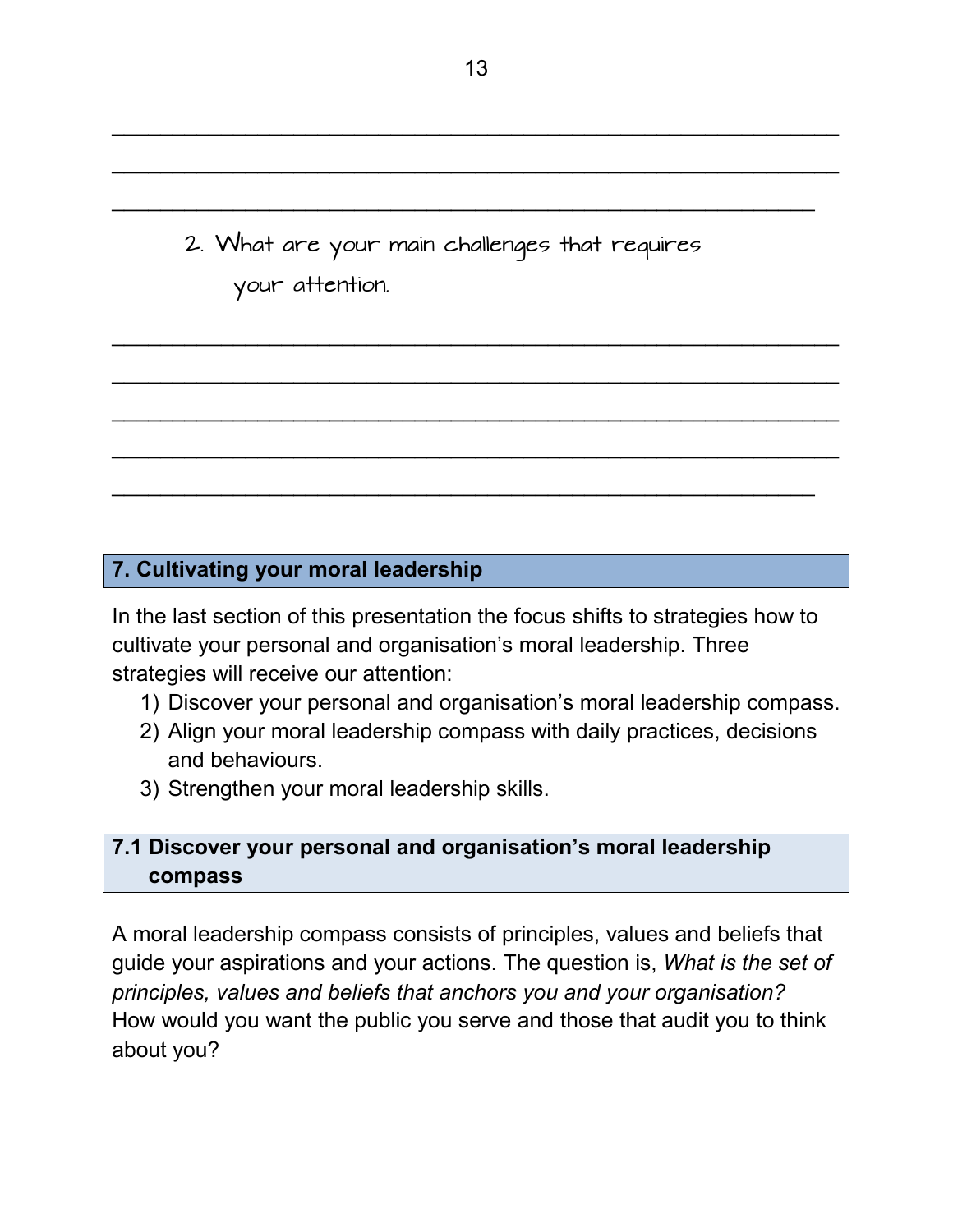\_\_\_\_\_\_\_\_\_\_\_\_\_\_\_\_\_\_\_\_\_\_\_\_\_\_\_\_\_\_\_\_\_\_\_\_\_\_\_\_\_\_\_\_\_\_\_\_\_\_\_\_\_\_\_\_\_\_\_\_\_\_

\_\_\_\_\_\_\_\_\_\_\_\_\_\_\_\_\_\_\_\_\_\_\_\_\_\_\_\_\_\_\_\_\_\_\_\_\_\_\_\_\_\_\_\_\_\_\_\_\_\_\_\_\_\_\_\_\_\_\_\_\_\_

\_\_\_\_\_\_\_\_\_\_\_\_\_\_\_\_\_\_\_\_\_\_\_\_\_\_\_\_\_\_\_\_\_\_\_\_\_\_\_\_\_\_\_\_\_\_\_\_\_\_\_\_\_\_\_\_\_\_\_\_

2. What are your main challenges that requires your attention.

\_\_\_\_\_\_\_\_\_\_\_\_\_\_\_\_\_\_\_\_\_\_\_\_\_\_\_\_\_\_\_\_\_\_\_\_\_\_\_\_\_\_\_\_\_\_\_\_\_\_\_\_\_\_\_\_\_\_\_\_\_\_

\_\_\_\_\_\_\_\_\_\_\_\_\_\_\_\_\_\_\_\_\_\_\_\_\_\_\_\_\_\_\_\_\_\_\_\_\_\_\_\_\_\_\_\_\_\_\_\_\_\_\_\_\_\_\_\_\_\_\_\_\_\_

\_\_\_\_\_\_\_\_\_\_\_\_\_\_\_\_\_\_\_\_\_\_\_\_\_\_\_\_\_\_\_\_\_\_\_\_\_\_\_\_\_\_\_\_\_\_\_\_\_\_\_\_\_\_\_\_\_\_\_\_\_\_

\_\_\_\_\_\_\_\_\_\_\_\_\_\_\_\_\_\_\_\_\_\_\_\_\_\_\_\_\_\_\_\_\_\_\_\_\_\_\_\_\_\_\_\_\_\_\_\_\_\_\_\_\_\_\_\_\_\_\_\_\_\_

\_\_\_\_\_\_\_\_\_\_\_\_\_\_\_\_\_\_\_\_\_\_\_\_\_\_\_\_\_\_\_\_\_\_\_\_\_\_\_\_\_\_\_\_\_\_\_\_\_\_\_\_\_\_\_\_\_\_\_\_

## 7. Cultivating your moral leadership

In the last section of this presentation the focus shifts to strategies how to cultivate your personal and organisation's moral leadership. Three strategies will receive our attention:

1) Discover your personal and organisation's moral leadership compass.
2) Align your moral leadership compass with daily practices, decisions and behaviours.
3) Strengthen your moral leadership skills.

### 7.1 Discover your personal and organisation's moral leadership compass

A moral leadership compass consists of principles, values and beliefs that guide your aspirations and your actions. The question is, *What is the set of principles, values and beliefs that anchors you and your organisation?* How would you want the public you serve and those that audit you to think about you?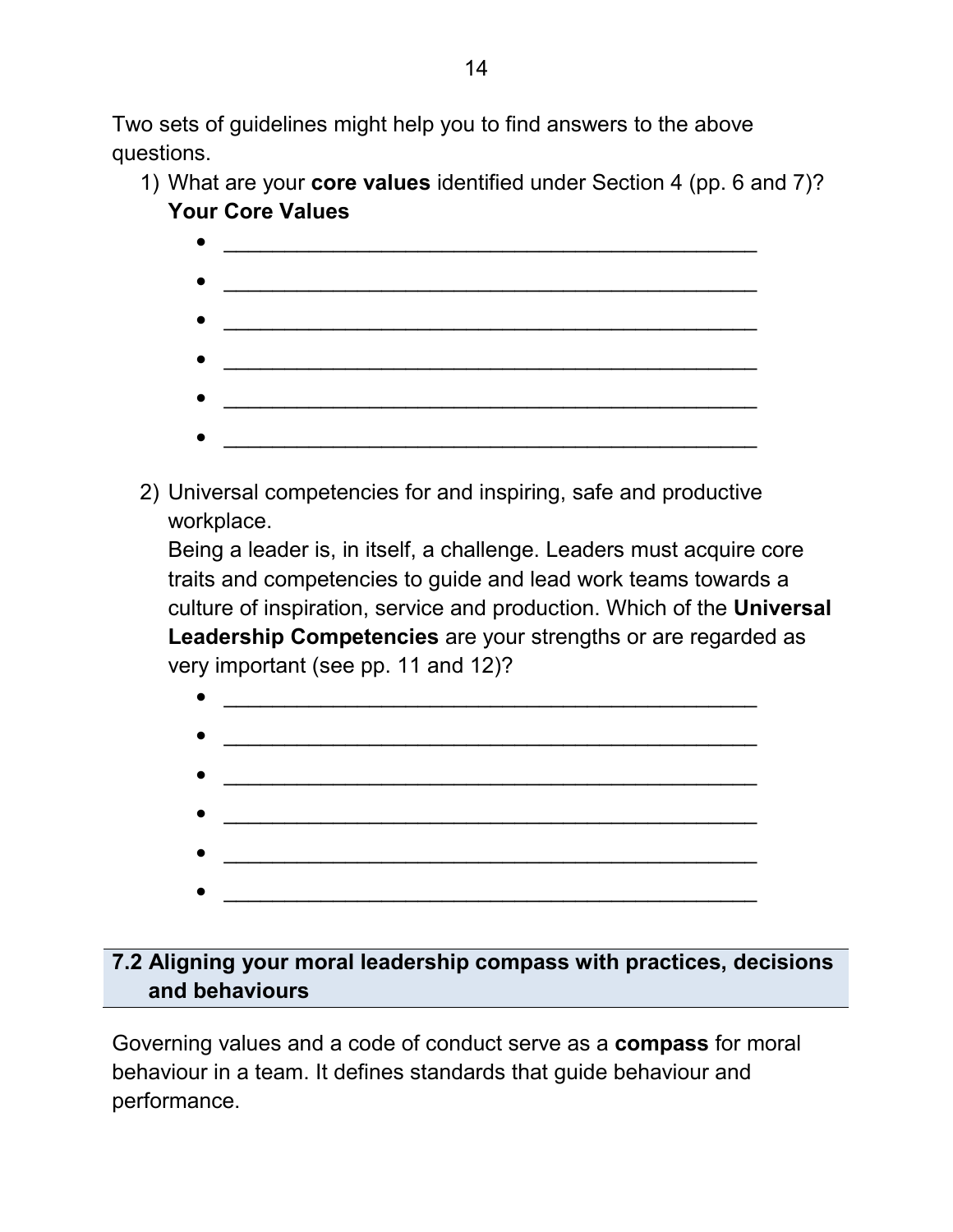Two sets of guidelines might help you to find answers to the above questions.

1) What are your **core values** identified under Section 4 (pp. 6 and 7)?
   **Your Core Values**
   - ______________________________________________
   - ______________________________________________
   - ______________________________________________
   - ______________________________________________
   - ______________________________________________
   - ______________________________________________

2) Universal competencies for and inspiring, safe and productive workplace.
   Being a leader is, in itself, a challenge. Leaders must acquire core traits and competencies to guide and lead work teams towards a culture of inspiration, service and production. Which of the **Universal Leadership Competencies** are your strengths or are regarded as very important (see pp. 11 and 12)?
   - ______________________________________________
   - ______________________________________________
   - ______________________________________________
   - ______________________________________________
   - ______________________________________________
   - ______________________________________________

## 7.2 Aligning your moral leadership compass with practices, decisions and behaviours

Governing values and a code of conduct serve as a **compass** for moral behaviour in a team. It defines standards that guide behaviour and performance.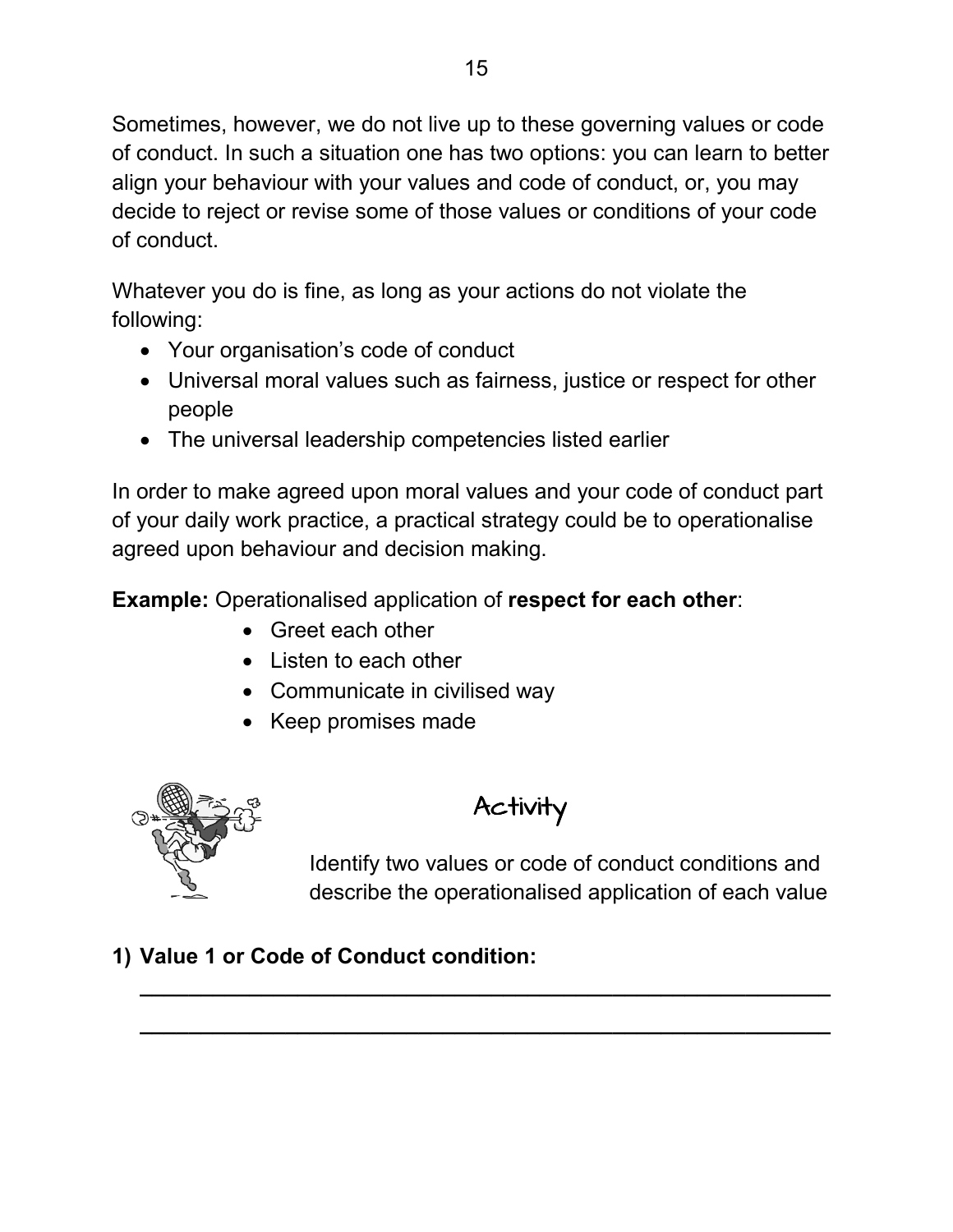Sometimes, however, we do not live up to these governing values or code of conduct. In such a situation one has two options: you can learn to better align your behaviour with your values and code of conduct, or, you may decide to reject or revise some of those values or conditions of your code of conduct.

Whatever you do is fine, as long as your actions do not violate the following:

- Your organisation's code of conduct
- Universal moral values such as fairness, justice or respect for other people
- The universal leadership competencies listed earlier

In order to make agreed upon moral values and your code of conduct part of your daily work practice, a practical strategy could be to operationalise agreed upon behaviour and decision making.

**Example:** Operationalised application of **respect for each other**:

- Greet each other
- Listen to each other
- Communicate in civilised way
- Keep promises made

## Activity

Identify two values or code of conduct conditions and describe the operationalised application of each value

**1) Value 1 or Code of Conduct condition:**

\_\_\_\_\_\_\_\_\_\_\_\_\_\_\_\_\_\_\_\_\_\_\_\_\_\_\_\_\_\_\_\_\_\_\_\_\_\_\_\_\_\_\_\_\_\_\_\_\_\_\_\_\_\_

\_\_\_\_\_\_\_\_\_\_\_\_\_\_\_\_\_\_\_\_\_\_\_\_\_\_\_\_\_\_\_\_\_\_\_\_\_\_\_\_\_\_\_\_\_\_\_\_\_\_\_\_\_\_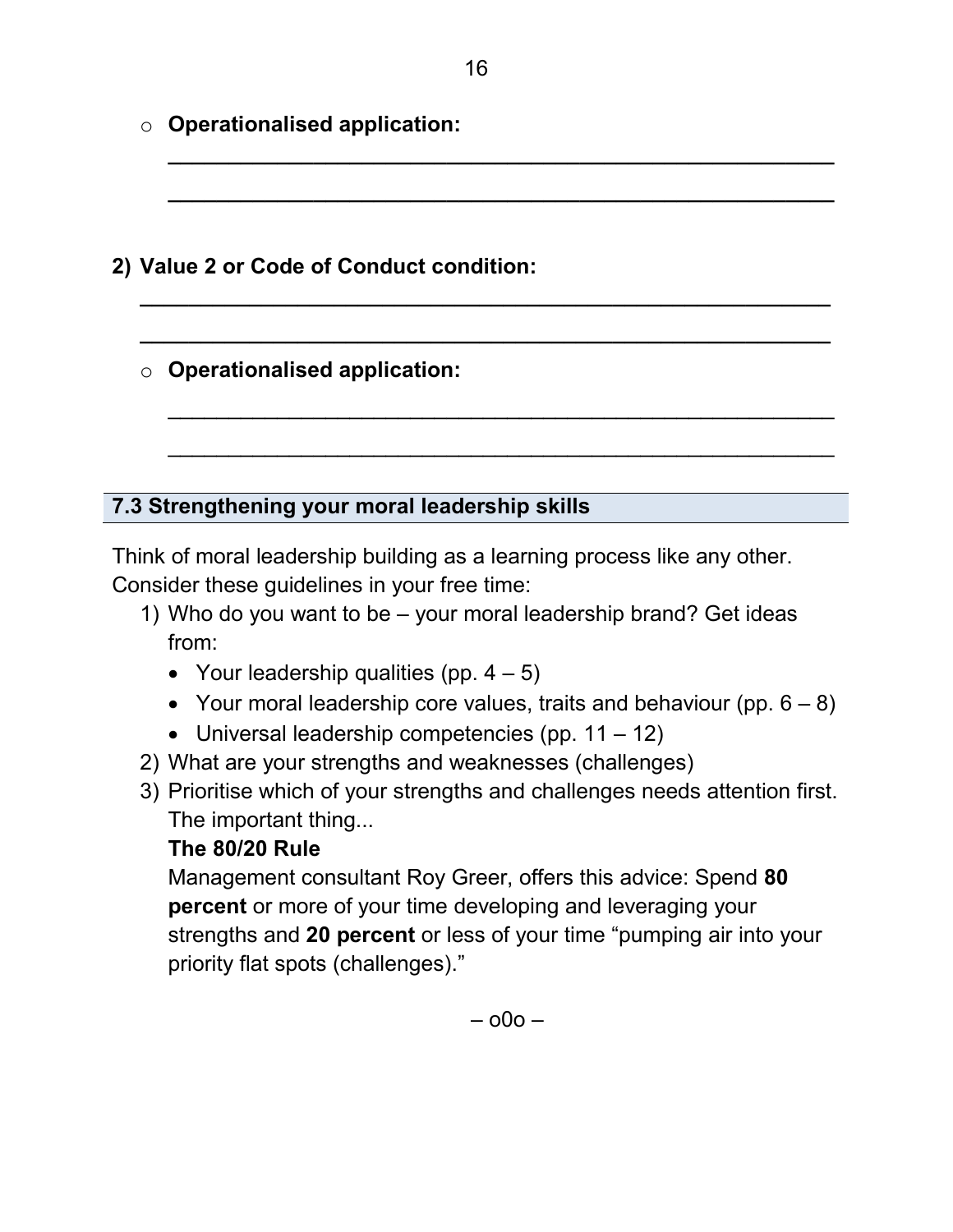- **Operationalised application:**

  \_\_\_\_\_\_\_\_\_\_\_\_\_\_\_\_\_\_\_\_\_\_\_\_\_\_\_\_\_\_\_\_\_\_\_\_\_\_\_\_\_\_\_\_\_\_\_\_\_\_\_\_\_\_\_\_

  \_\_\_\_\_\_\_\_\_\_\_\_\_\_\_\_\_\_\_\_\_\_\_\_\_\_\_\_\_\_\_\_\_\_\_\_\_\_\_\_\_\_\_\_\_\_\_\_\_\_\_\_\_\_\_\_

**2) Value 2 or Code of Conduct condition:**

\_\_\_\_\_\_\_\_\_\_\_\_\_\_\_\_\_\_\_\_\_\_\_\_\_\_\_\_\_\_\_\_\_\_\_\_\_\_\_\_\_\_\_\_\_\_\_\_\_\_\_\_\_\_\_\_

\_\_\_\_\_\_\_\_\_\_\_\_\_\_\_\_\_\_\_\_\_\_\_\_\_\_\_\_\_\_\_\_\_\_\_\_\_\_\_\_\_\_\_\_\_\_\_\_\_\_\_\_\_\_\_\_

- **Operationalised application:**

  \_\_\_\_\_\_\_\_\_\_\_\_\_\_\_\_\_\_\_\_\_\_\_\_\_\_\_\_\_\_\_\_\_\_\_\_\_\_\_\_\_\_\_\_\_\_\_\_\_\_\_\_\_\_\_\_

  \_\_\_\_\_\_\_\_\_\_\_\_\_\_\_\_\_\_\_\_\_\_\_\_\_\_\_\_\_\_\_\_\_\_\_\_\_\_\_\_\_\_\_\_\_\_\_\_\_\_\_\_\_\_\_\_

## 7.3 Strengthening your moral leadership skills

Think of moral leadership building as a learning process like any other. Consider these guidelines in your free time:

1) Who do you want to be – your moral leadership brand? Get ideas from:
   - Your leadership qualities (pp. 4 – 5)
   - Your moral leadership core values, traits and behaviour (pp. 6 – 8)
   - Universal leadership competencies (pp. 11 – 12)
2) What are your strengths and weaknesses (challenges)
3) Prioritise which of your strengths and challenges needs attention first. The important thing...

   **The 80/20 Rule**

   Management consultant Roy Greer, offers this advice: Spend **80 percent** or more of your time developing and leveraging your strengths and **20 percent** or less of your time "pumping air into your priority flat spots (challenges)."

– o0o –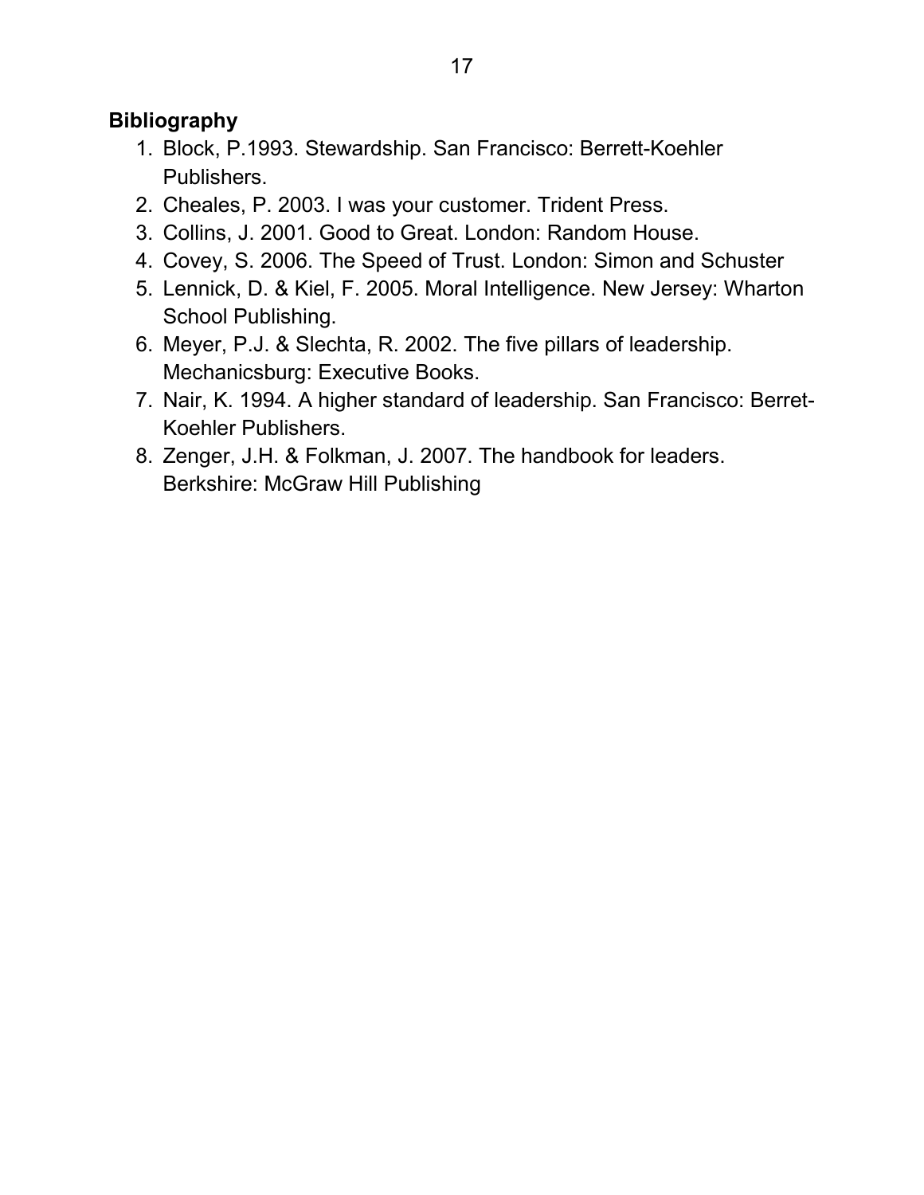## Bibliography

1. Block, P.1993. Stewardship. San Francisco: Berrett-Koehler Publishers.
2. Cheales, P. 2003. I was your customer. Trident Press.
3. Collins, J. 2001. Good to Great. London: Random House.
4. Covey, S. 2006. The Speed of Trust. London: Simon and Schuster
5. Lennick, D. & Kiel, F. 2005. Moral Intelligence. New Jersey: Wharton School Publishing.
6. Meyer, P.J. & Slechta, R. 2002. The five pillars of leadership. Mechanicsburg: Executive Books.
7. Nair, K. 1994. A higher standard of leadership. San Francisco: Berret-Koehler Publishers.
8. Zenger, J.H. & Folkman, J. 2007. The handbook for leaders. Berkshire: McGraw Hill Publishing